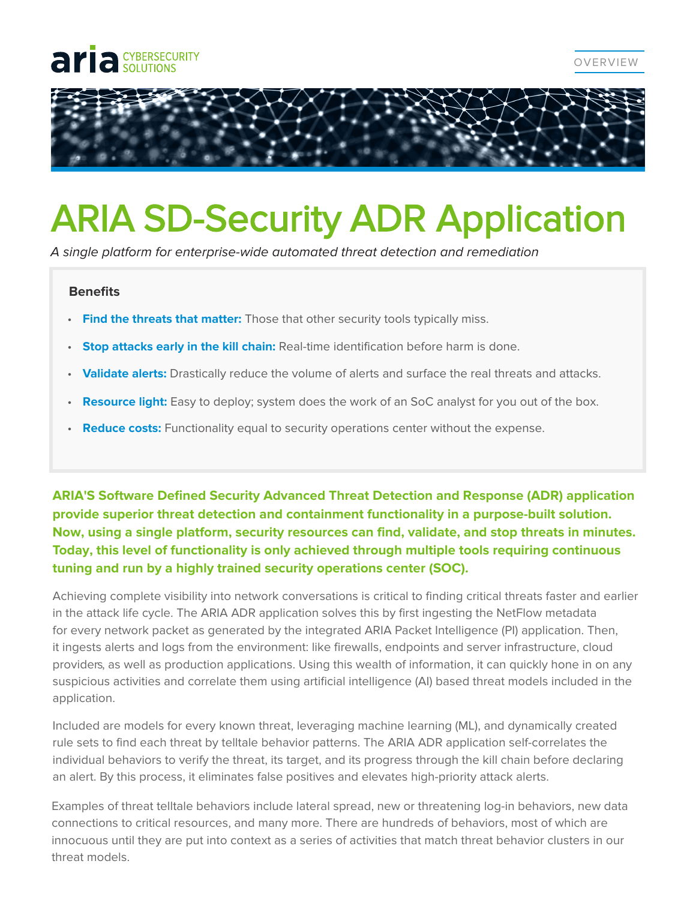# ARIA SD-Security ADR Application

*A single platform for enterprise-wide automated threat detection and remediation*

**Benefits**

- **Find the threats that matter:** Those that other security tools typically miss.
- **Stop attacks early in the kill chain:** Real-time identification before harm is done.
- **Validate alerts:** Drastically reduce the volume of alerts and surface the real threats and attacks.
- **Resource light:** Easy to deploy; system does the work of an SoC analyst for you out of the box.
- **Reduce costs:** Functionality equal to security operations center without the expense.

**ARIA'S Software Defined Security Advanced Threat Detection and Response (ADR) application provide superior threat detection and containment functionality in a purpose-built solution. Now, using a single platform, security resources can find, validate, and stop threats in minutes. Today, this level of functionality is only achieved through multiple tools requiring continuous tuning and run by a highly trained security operations center (SOC).**

Achieving complete visibility into network conversations is critical to finding critical threats faster and earlier in the attack life cycle. The ARIA ADR application solves this by first ingesting the NetFlow metadata for every network packet as generated by the integrated ARIA Packet Intelligence (PI) application. Then, it ingests alerts and logs from the environment: like firewalls, endpoints and server infrastructure, cloud providers, as well as production applications. Using this wealth of information, it can quickly hone in on any suspicious activities and correlate them using artificial intelligence (AI) based threat models included in the application.

Included are models for every known threat, leveraging machine learning (ML), and dynamically created rule sets to find each threat by telltale behavior patterns. The ARIA ADR application self-correlates the individual behaviors to verify the threat, its target, and its progress through the kill chain before declaring an alert. By this process, it eliminates false positives and elevates high-priority attack alerts.

Examples of threat telltale behaviors include lateral spread, new or threatening log-in behaviors, new data connections to critical resources, and many more. There are hundreds of behaviors, most of which are innocuous until they are put into context as a series of activities that match threat behavior clusters in our threat models.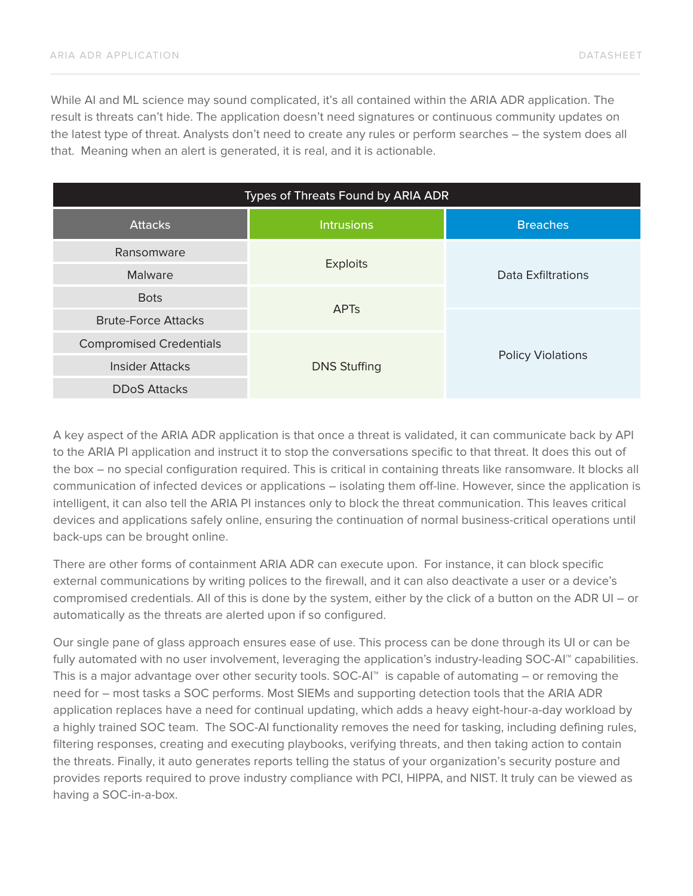While AI and ML science may sound complicated, it's all contained within the ARIA ADR application. The result is threats can't hide. The application doesn't need signatures or continuous community updates on the latest type of threat. Analysts don't need to create any rules or perform searches – the system does all that. Meaning when an alert is generated, it is real, and it is actionable.

| Types of Threats Found by ARIA ADR | | |
|---|---|---|
| **Attacks** | **Intrusions** | **Breaches** |
| Ransomware | Exploits | Data Exfiltrations |
| Malware | | |
| Bots | APTs | |
| Brute-Force Attacks | | Policy Violations |
| Compromised Credentials | DNS Stuffing | |
| Insider Attacks | | |
| DDoS Attacks | | |

A key aspect of the ARIA ADR application is that once a threat is validated, it can communicate back by API to the ARIA PI application and instruct it to stop the conversations specific to that threat. It does this out of the box – no special configuration required. This is critical in containing threats like ransomware. It blocks all communication of infected devices or applications – isolating them off-line. However, since the application is intelligent, it can also tell the ARIA PI instances only to block the threat communication. This leaves critical devices and applications safely online, ensuring the continuation of normal business-critical operations until back-ups can be brought online.

There are other forms of containment ARIA ADR can execute upon. For instance, it can block specific external communications by writing polices to the firewall, and it can also deactivate a user or a device's compromised credentials. All of this is done by the system, either by the click of a button on the ADR UI – or automatically as the threats are alerted upon if so configured.

Our single pane of glass approach ensures ease of use. This process can be done through its UI or can be fully automated with no user involvement, leveraging the application's industry-leading SOC-AI™ capabilities. This is a major advantage over other security tools. SOC-AI™ is capable of automating – or removing the need for – most tasks a SOC performs. Most SIEMs and supporting detection tools that the ARIA ADR application replaces have a need for continual updating, which adds a heavy eight-hour-a-day workload by a highly trained SOC team. The SOC-AI functionality removes the need for tasking, including defining rules, filtering responses, creating and executing playbooks, verifying threats, and then taking action to contain the threats. Finally, it auto generates reports telling the status of your organization's security posture and provides reports required to prove industry compliance with PCI, HIPPA, and NIST. It truly can be viewed as having a SOC-in-a-box.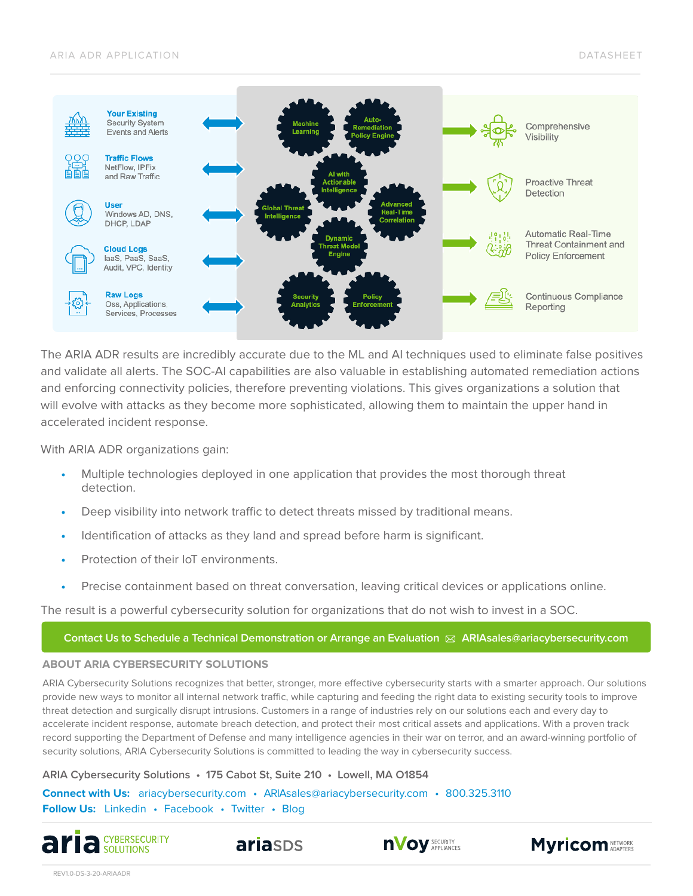Your Existing
Security System
Events and Alerts

Traffic Flows
NetFlow, IPFix
and Raw Traffic

User
Windows AD, DNS,
DHCP, LDAP

Cloud Logs
IaaS, PaaS, SaaS,
Audit, VPC, Identity

Raw Logs
Oss, Applications,
Services, Processes

Machine Learning

Auto-Remediation Policy Engine

AI with Actionable Intelligence

Global Threat Intelligence

Advanced Real-Time Correlation

Dynamic Threat Model Engine

Security Analytics

Policy Enforcement

Comprehensive Visibility

Proactive Threat Detection

Automatic Real-Time Threat Containment and Policy Enforcement

Continuous Compliance Reporting

The ARIA ADR results are incredibly accurate due to the ML and AI techniques used to eliminate false positives and validate all alerts. The SOC-AI capabilities are also valuable in establishing automated remediation actions and enforcing connectivity policies, therefore preventing violations. This gives organizations a solution that will evolve with attacks as they become more sophisticated, allowing them to maintain the upper hand in accelerated incident response.

With ARIA ADR organizations gain:

- Multiple technologies deployed in one application that provides the most thorough threat detection.
- Deep visibility into network traffic to detect threats missed by traditional means.
- Identification of attacks as they land and spread before harm is significant.
- Protection of their IoT environments.
- Precise containment based on threat conversation, leaving critical devices or applications online.

The result is a powerful cybersecurity solution for organizations that do not wish to invest in a SOC.

**Contact Us to Schedule a Technical Demonstration or Arrange an Evaluation ARIAsales@ariacybersecurity.com**

## ABOUT ARIA CYBERSECURITY SOLUTIONS

ARIA Cybersecurity Solutions recognizes that better, stronger, more effective cybersecurity starts with a smarter approach. Our solutions provide new ways to monitor all internal network traffic, while capturing and feeding the right data to existing security tools to improve threat detection and surgically disrupt intrusions. Customers in a range of industries rely on our solutions each and every day to accelerate incident response, automate breach detection, and protect their most critical assets and applications. With a proven track record supporting the Department of Defense and many intelligence agencies in their war on terror, and an award-winning portfolio of security solutions, ARIA Cybersecurity Solutions is committed to leading the way in cybersecurity success.

ARIA Cybersecurity Solutions • 175 Cabot St, Suite 210 • Lowell, MA 01854

**Connect with Us:** ariacybersecurity.com • ARIAsales@ariacybersecurity.com • 800.325.3110

**Follow Us:** Linkedin • Facebook • Twitter • Blog

aria CYBERSECURITY SOLUTIONS    ariaSDS    nVoy SECURITY APPLIANCES    Myricom NETWORK ADAPTERS

REV1.0-DS-3-20-ARIAADR